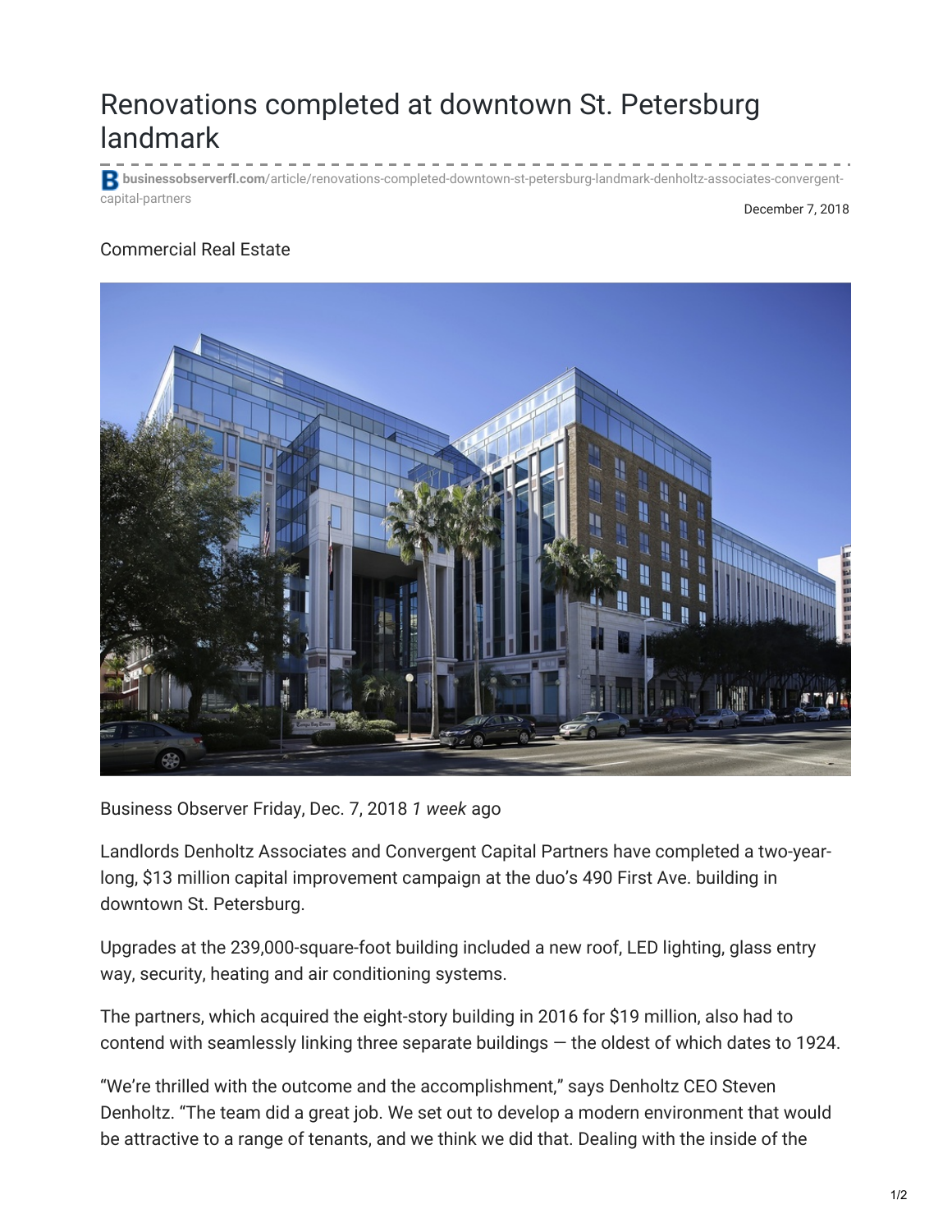# Renovations completed at downtown St. Petersburg landmark

businessobserverfl.com/article/renovations-completed-downtown-st-petersburg-landmark-denholtz-associates-convergent-capital-partners

December 7, 2018

Commercial Real Estate

Business Observer Friday, Dec. 7, 2018 *1 week* ago

Landlords Denholtz Associates and Convergent Capital Partners have completed a two-year-long, $13 million capital improvement campaign at the duo's 490 First Ave. building in downtown St. Petersburg.

Upgrades at the 239,000-square-foot building included a new roof, LED lighting, glass entry way, security, heating and air conditioning systems.

The partners, which acquired the eight-story building in 2016 for $19 million, also had to contend with seamlessly linking three separate buildings — the oldest of which dates to 1924.

"We're thrilled with the outcome and the accomplishment," says Denholtz CEO Steven Denholtz. "The team did a great job. We set out to develop a modern environment that would be attractive to a range of tenants, and we think we did that. Dealing with the inside of the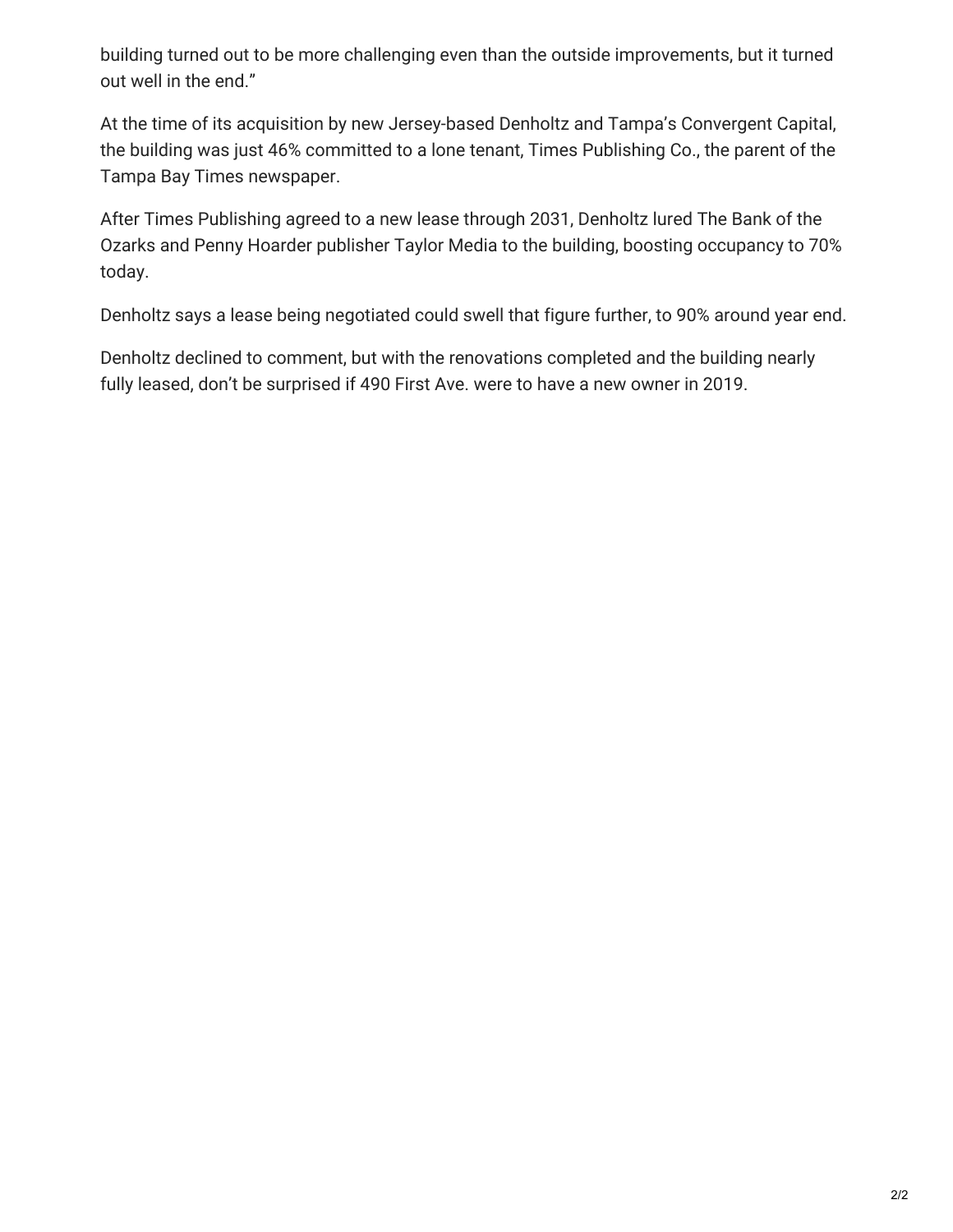building turned out to be more challenging even than the outside improvements, but it turned out well in the end."

At the time of its acquisition by new Jersey-based Denholtz and Tampa's Convergent Capital, the building was just 46% committed to a lone tenant, Times Publishing Co., the parent of the Tampa Bay Times newspaper.

After Times Publishing agreed to a new lease through 2031, Denholtz lured The Bank of the Ozarks and Penny Hoarder publisher Taylor Media to the building, boosting occupancy to 70% today.

Denholtz says a lease being negotiated could swell that figure further, to 90% around year end.

Denholtz declined to comment, but with the renovations completed and the building nearly fully leased, don't be surprised if 490 First Ave. were to have a new owner in 2019.